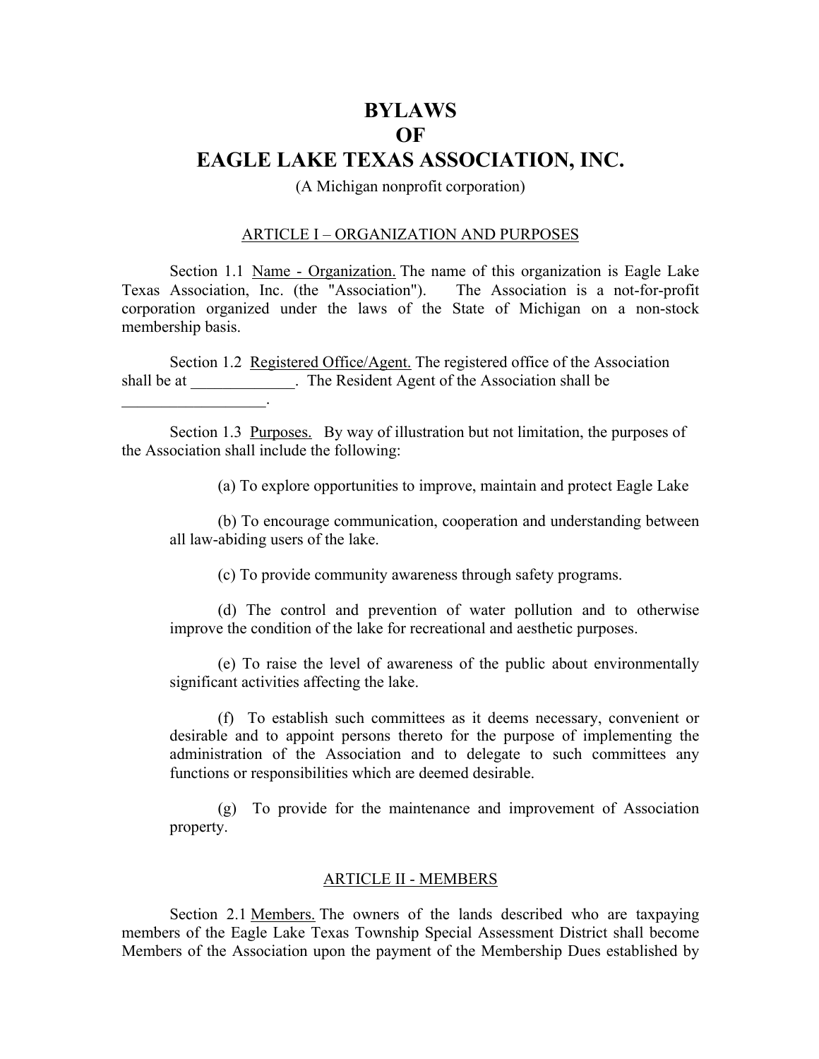# BYLAWS
# OF
# EAGLE LAKE TEXAS ASSOCIATION, INC.

(A Michigan nonprofit corporation)

## ARTICLE I – ORGANIZATION AND PURPOSES

Section 1.1 Name - Organization. The name of this organization is Eagle Lake Texas Association, Inc. (the "Association"). The Association is a not-for-profit corporation organized under the laws of the State of Michigan on a non-stock membership basis.

Section 1.2 Registered Office/Agent. The registered office of the Association shall be at _____________. The Resident Agent of the Association shall be __________________.

Section 1.3 Purposes. By way of illustration but not limitation, the purposes of the Association shall include the following:

(a) To explore opportunities to improve, maintain and protect Eagle Lake

(b) To encourage communication, cooperation and understanding between all law-abiding users of the lake.

(c) To provide community awareness through safety programs.

(d) The control and prevention of water pollution and to otherwise improve the condition of the lake for recreational and aesthetic purposes.

(e) To raise the level of awareness of the public about environmentally significant activities affecting the lake.

(f) To establish such committees as it deems necessary, convenient or desirable and to appoint persons thereto for the purpose of implementing the administration of the Association and to delegate to such committees any functions or responsibilities which are deemed desirable.

(g) To provide for the maintenance and improvement of Association property.

## ARTICLE II - MEMBERS

Section 2.1 Members. The owners of the lands described who are taxpaying members of the Eagle Lake Texas Township Special Assessment District shall become Members of the Association upon the payment of the Membership Dues established by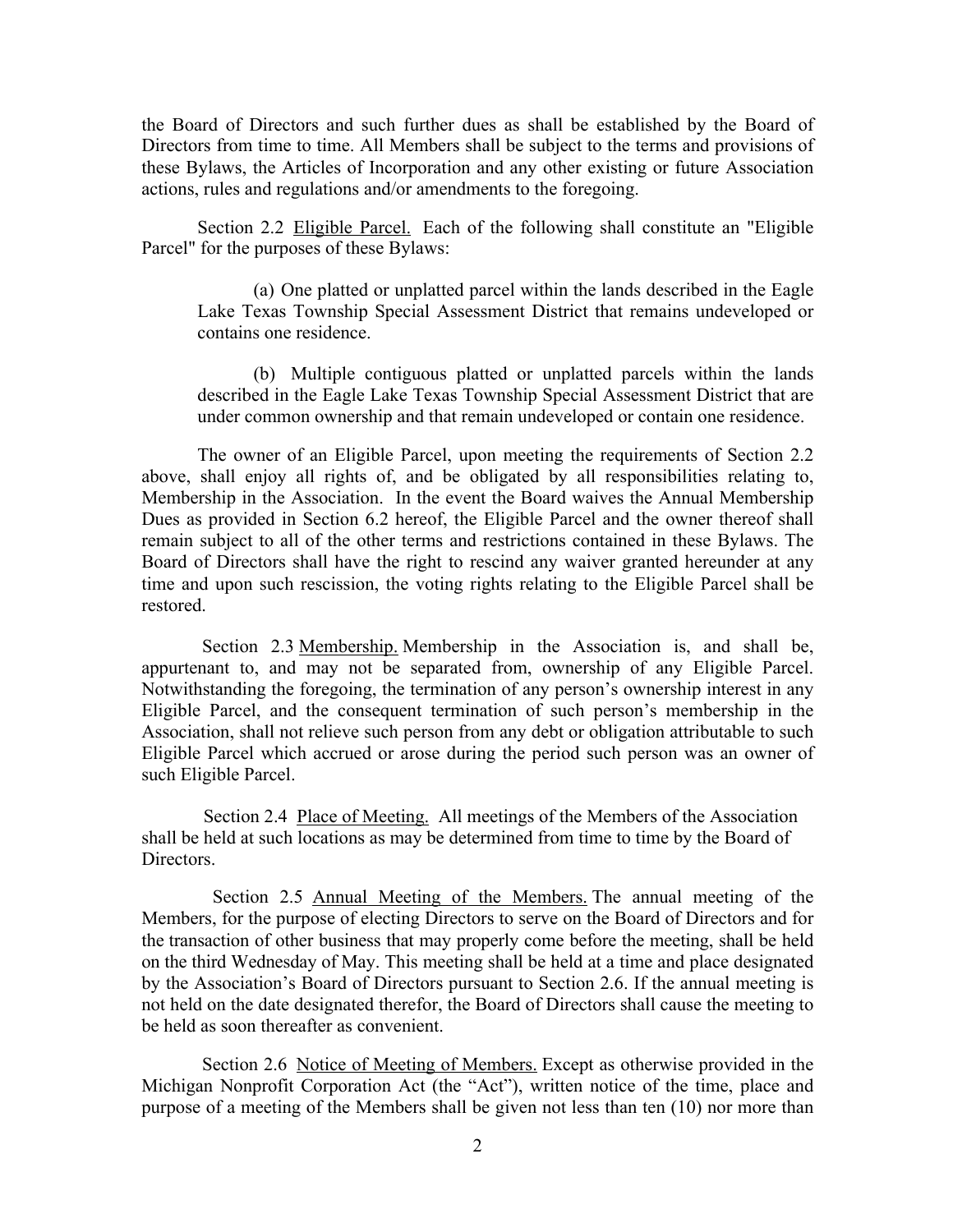the Board of Directors and such further dues as shall be established by the Board of Directors from time to time. All Members shall be subject to the terms and provisions of these Bylaws, the Articles of Incorporation and any other existing or future Association actions, rules and regulations and/or amendments to the foregoing.

Section 2.2 <u>Eligible Parcel.</u> Each of the following shall constitute an "Eligible Parcel" for the purposes of these Bylaws:

> (a) One platted or unplatted parcel within the lands described in the Eagle Lake Texas Township Special Assessment District that remains undeveloped or contains one residence.
>
> (b) Multiple contiguous platted or unplatted parcels within the lands described in the Eagle Lake Texas Township Special Assessment District that are under common ownership and that remain undeveloped or contain one residence.

The owner of an Eligible Parcel, upon meeting the requirements of Section 2.2 above, shall enjoy all rights of, and be obligated by all responsibilities relating to, Membership in the Association. In the event the Board waives the Annual Membership Dues as provided in Section 6.2 hereof, the Eligible Parcel and the owner thereof shall remain subject to all of the other terms and restrictions contained in these Bylaws. The Board of Directors shall have the right to rescind any waiver granted hereunder at any time and upon such rescission, the voting rights relating to the Eligible Parcel shall be restored.

Section 2.3 <u>Membership.</u> Membership in the Association is, and shall be, appurtenant to, and may not be separated from, ownership of any Eligible Parcel. Notwithstanding the foregoing, the termination of any person's ownership interest in any Eligible Parcel, and the consequent termination of such person's membership in the Association, shall not relieve such person from any debt or obligation attributable to such Eligible Parcel which accrued or arose during the period such person was an owner of such Eligible Parcel.

Section 2.4 <u>Place of Meeting.</u> All meetings of the Members of the Association shall be held at such locations as may be determined from time to time by the Board of Directors.

Section 2.5 <u>Annual Meeting of the Members.</u> The annual meeting of the Members, for the purpose of electing Directors to serve on the Board of Directors and for the transaction of other business that may properly come before the meeting, shall be held on the third Wednesday of May. This meeting shall be held at a time and place designated by the Association's Board of Directors pursuant to Section 2.6. If the annual meeting is not held on the date designated therefor, the Board of Directors shall cause the meeting to be held as soon thereafter as convenient.

Section 2.6 <u>Notice of Meeting of Members.</u> Except as otherwise provided in the Michigan Nonprofit Corporation Act (the "Act"), written notice of the time, place and purpose of a meeting of the Members shall be given not less than ten (10) nor more than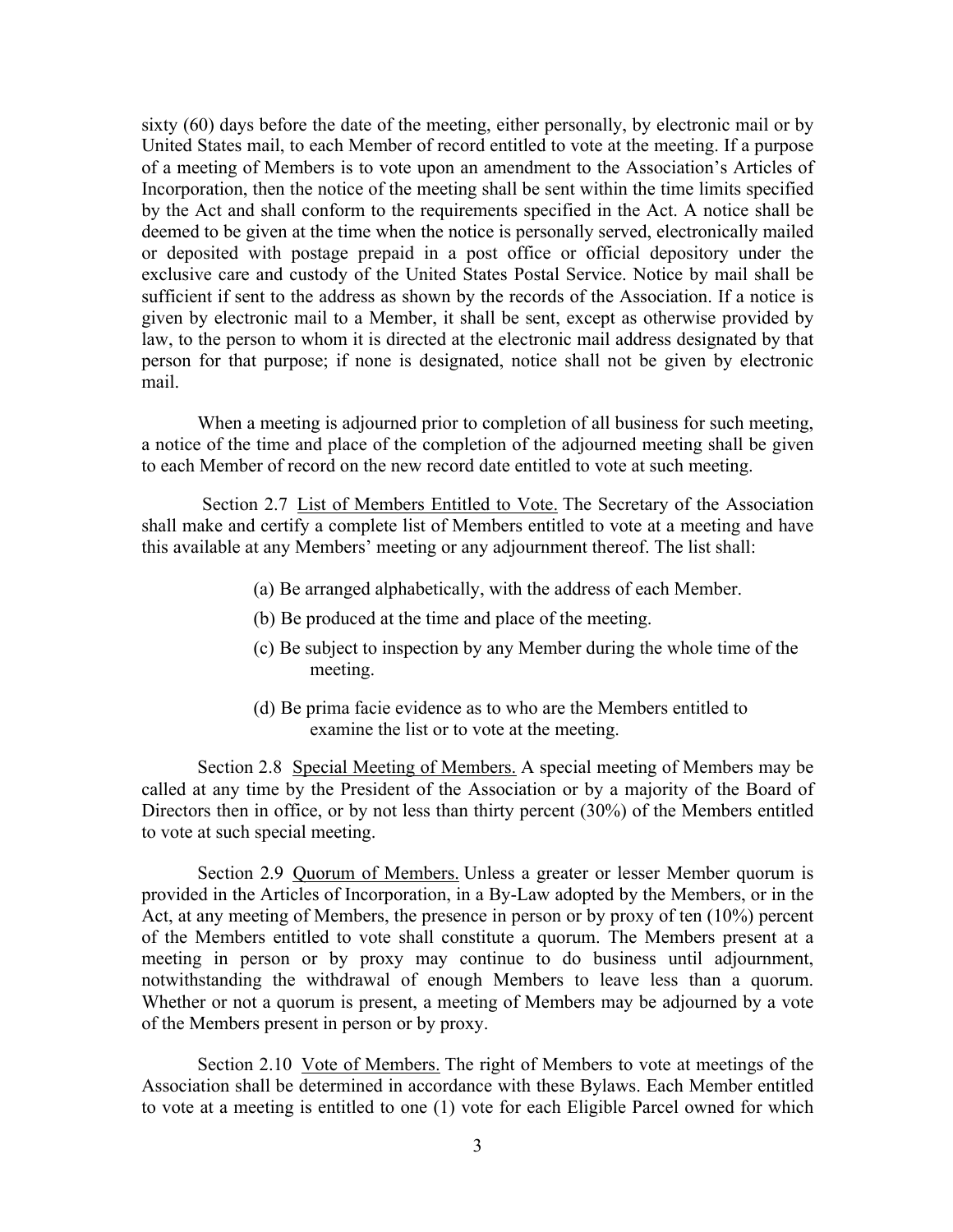sixty (60) days before the date of the meeting, either personally, by electronic mail or by United States mail, to each Member of record entitled to vote at the meeting. If a purpose of a meeting of Members is to vote upon an amendment to the Association's Articles of Incorporation, then the notice of the meeting shall be sent within the time limits specified by the Act and shall conform to the requirements specified in the Act. A notice shall be deemed to be given at the time when the notice is personally served, electronically mailed or deposited with postage prepaid in a post office or official depository under the exclusive care and custody of the United States Postal Service. Notice by mail shall be sufficient if sent to the address as shown by the records of the Association. If a notice is given by electronic mail to a Member, it shall be sent, except as otherwise provided by law, to the person to whom it is directed at the electronic mail address designated by that person for that purpose; if none is designated, notice shall not be given by electronic mail.

When a meeting is adjourned prior to completion of all business for such meeting, a notice of the time and place of the completion of the adjourned meeting shall be given to each Member of record on the new record date entitled to vote at such meeting.

Section 2.7 <u>List of Members Entitled to Vote.</u> The Secretary of the Association shall make and certify a complete list of Members entitled to vote at a meeting and have this available at any Members' meeting or any adjournment thereof. The list shall:

(a) Be arranged alphabetically, with the address of each Member.

(b) Be produced at the time and place of the meeting.

(c) Be subject to inspection by any Member during the whole time of the meeting.

(d) Be prima facie evidence as to who are the Members entitled to examine the list or to vote at the meeting.

Section 2.8 <u>Special Meeting of Members.</u> A special meeting of Members may be called at any time by the President of the Association or by a majority of the Board of Directors then in office, or by not less than thirty percent (30%) of the Members entitled to vote at such special meeting.

Section 2.9 <u>Quorum of Members.</u> Unless a greater or lesser Member quorum is provided in the Articles of Incorporation, in a By-Law adopted by the Members, or in the Act, at any meeting of Members, the presence in person or by proxy of ten (10%) percent of the Members entitled to vote shall constitute a quorum. The Members present at a meeting in person or by proxy may continue to do business until adjournment, notwithstanding the withdrawal of enough Members to leave less than a quorum. Whether or not a quorum is present, a meeting of Members may be adjourned by a vote of the Members present in person or by proxy.

Section 2.10 <u>Vote of Members.</u> The right of Members to vote at meetings of the Association shall be determined in accordance with these Bylaws. Each Member entitled to vote at a meeting is entitled to one (1) vote for each Eligible Parcel owned for which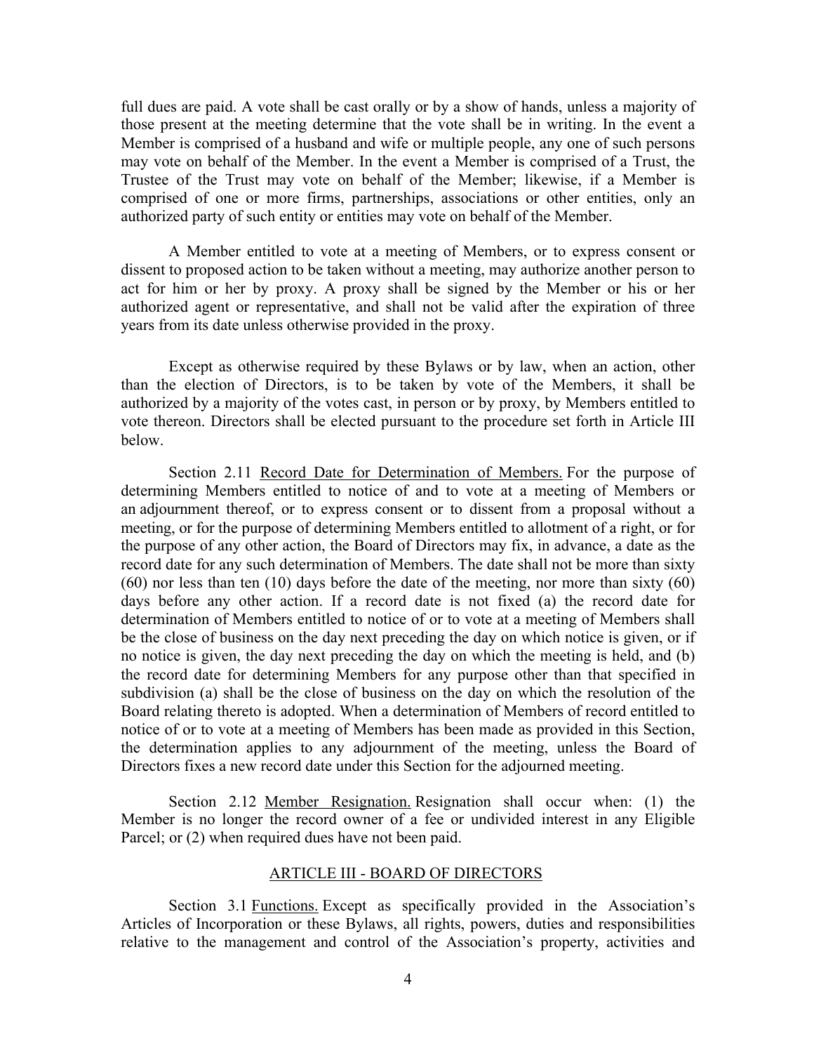full dues are paid. A vote shall be cast orally or by a show of hands, unless a majority of those present at the meeting determine that the vote shall be in writing. In the event a Member is comprised of a husband and wife or multiple people, any one of such persons may vote on behalf of the Member. In the event a Member is comprised of a Trust, the Trustee of the Trust may vote on behalf of the Member; likewise, if a Member is comprised of one or more firms, partnerships, associations or other entities, only an authorized party of such entity or entities may vote on behalf of the Member.

A Member entitled to vote at a meeting of Members, or to express consent or dissent to proposed action to be taken without a meeting, may authorize another person to act for him or her by proxy. A proxy shall be signed by the Member or his or her authorized agent or representative, and shall not be valid after the expiration of three years from its date unless otherwise provided in the proxy.

Except as otherwise required by these Bylaws or by law, when an action, other than the election of Directors, is to be taken by vote of the Members, it shall be authorized by a majority of the votes cast, in person or by proxy, by Members entitled to vote thereon. Directors shall be elected pursuant to the procedure set forth in Article III below.

Section 2.11 Record Date for Determination of Members. For the purpose of determining Members entitled to notice of and to vote at a meeting of Members or an adjournment thereof, or to express consent or to dissent from a proposal without a meeting, or for the purpose of determining Members entitled to allotment of a right, or for the purpose of any other action, the Board of Directors may fix, in advance, a date as the record date for any such determination of Members. The date shall not be more than sixty (60) nor less than ten (10) days before the date of the meeting, nor more than sixty (60) days before any other action. If a record date is not fixed (a) the record date for determination of Members entitled to notice of or to vote at a meeting of Members shall be the close of business on the day next preceding the day on which notice is given, or if no notice is given, the day next preceding the day on which the meeting is held, and (b) the record date for determining Members for any purpose other than that specified in subdivision (a) shall be the close of business on the day on which the resolution of the Board relating thereto is adopted. When a determination of Members of record entitled to notice of or to vote at a meeting of Members has been made as provided in this Section, the determination applies to any adjournment of the meeting, unless the Board of Directors fixes a new record date under this Section for the adjourned meeting.

Section 2.12 Member Resignation. Resignation shall occur when: (1) the Member is no longer the record owner of a fee or undivided interest in any Eligible Parcel; or (2) when required dues have not been paid.

## ARTICLE III - BOARD OF DIRECTORS

Section 3.1 Functions. Except as specifically provided in the Association's Articles of Incorporation or these Bylaws, all rights, powers, duties and responsibilities relative to the management and control of the Association's property, activities and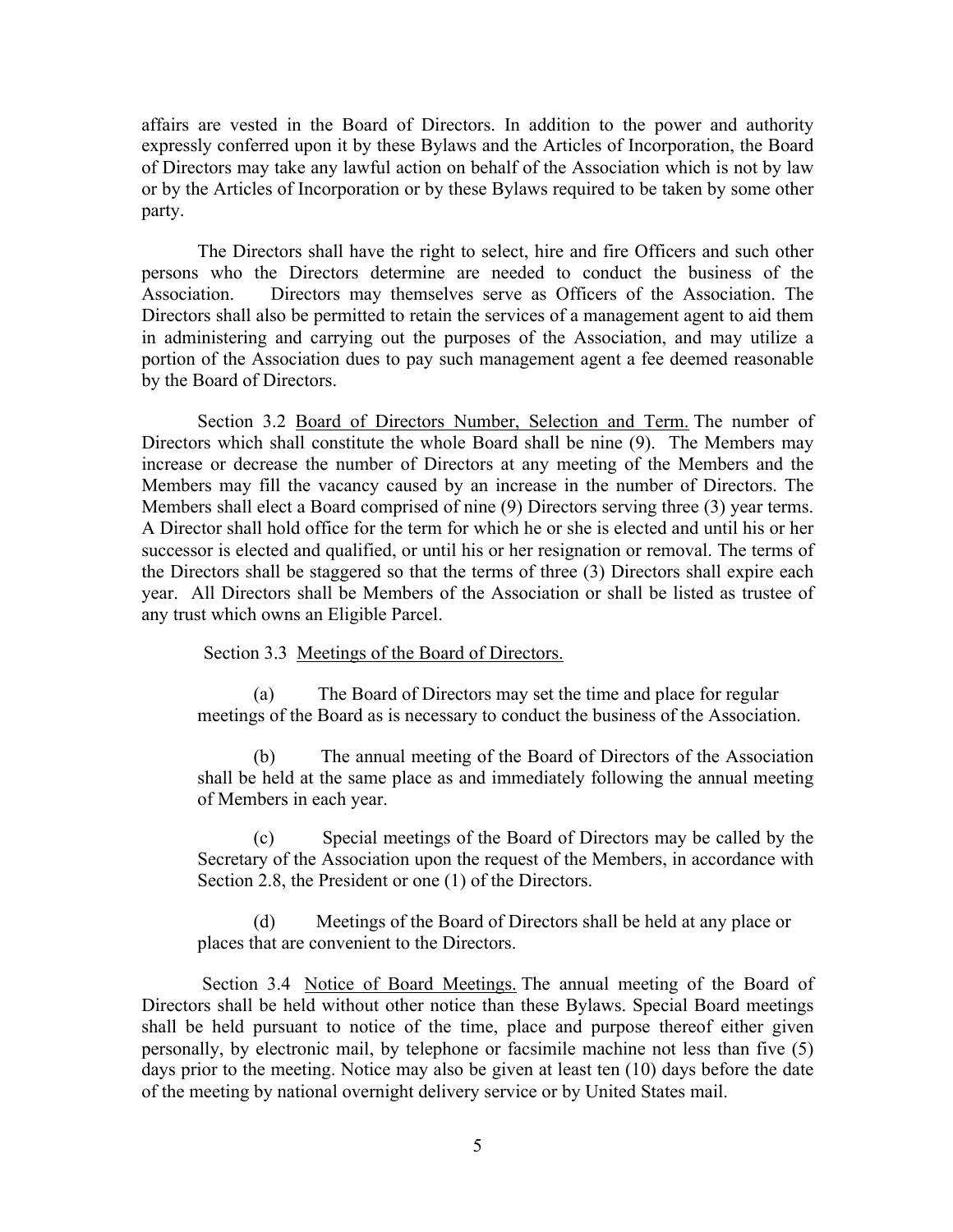affairs are vested in the Board of Directors. In addition to the power and authority expressly conferred upon it by these Bylaws and the Articles of Incorporation, the Board of Directors may take any lawful action on behalf of the Association which is not by law or by the Articles of Incorporation or by these Bylaws required to be taken by some other party.

The Directors shall have the right to select, hire and fire Officers and such other persons who the Directors determine are needed to conduct the business of the Association. Directors may themselves serve as Officers of the Association. The Directors shall also be permitted to retain the services of a management agent to aid them in administering and carrying out the purposes of the Association, and may utilize a portion of the Association dues to pay such management agent a fee deemed reasonable by the Board of Directors.

Section 3.2 <u>Board of Directors Number, Selection and Term.</u> The number of Directors which shall constitute the whole Board shall be nine (9). The Members may increase or decrease the number of Directors at any meeting of the Members and the Members may fill the vacancy caused by an increase in the number of Directors. The Members shall elect a Board comprised of nine (9) Directors serving three (3) year terms. A Director shall hold office for the term for which he or she is elected and until his or her successor is elected and qualified, or until his or her resignation or removal. The terms of the Directors shall be staggered so that the terms of three (3) Directors shall expire each year. All Directors shall be Members of the Association or shall be listed as trustee of any trust which owns an Eligible Parcel.

Section 3.3 <u>Meetings of the Board of Directors.</u>

(a) The Board of Directors may set the time and place for regular meetings of the Board as is necessary to conduct the business of the Association.

(b) The annual meeting of the Board of Directors of the Association shall be held at the same place as and immediately following the annual meeting of Members in each year.

(c) Special meetings of the Board of Directors may be called by the Secretary of the Association upon the request of the Members, in accordance with Section 2.8, the President or one (1) of the Directors.

(d) Meetings of the Board of Directors shall be held at any place or places that are convenient to the Directors.

Section 3.4 <u>Notice of Board Meetings.</u> The annual meeting of the Board of Directors shall be held without other notice than these Bylaws. Special Board meetings shall be held pursuant to notice of the time, place and purpose thereof either given personally, by electronic mail, by telephone or facsimile machine not less than five (5) days prior to the meeting. Notice may also be given at least ten (10) days before the date of the meeting by national overnight delivery service or by United States mail.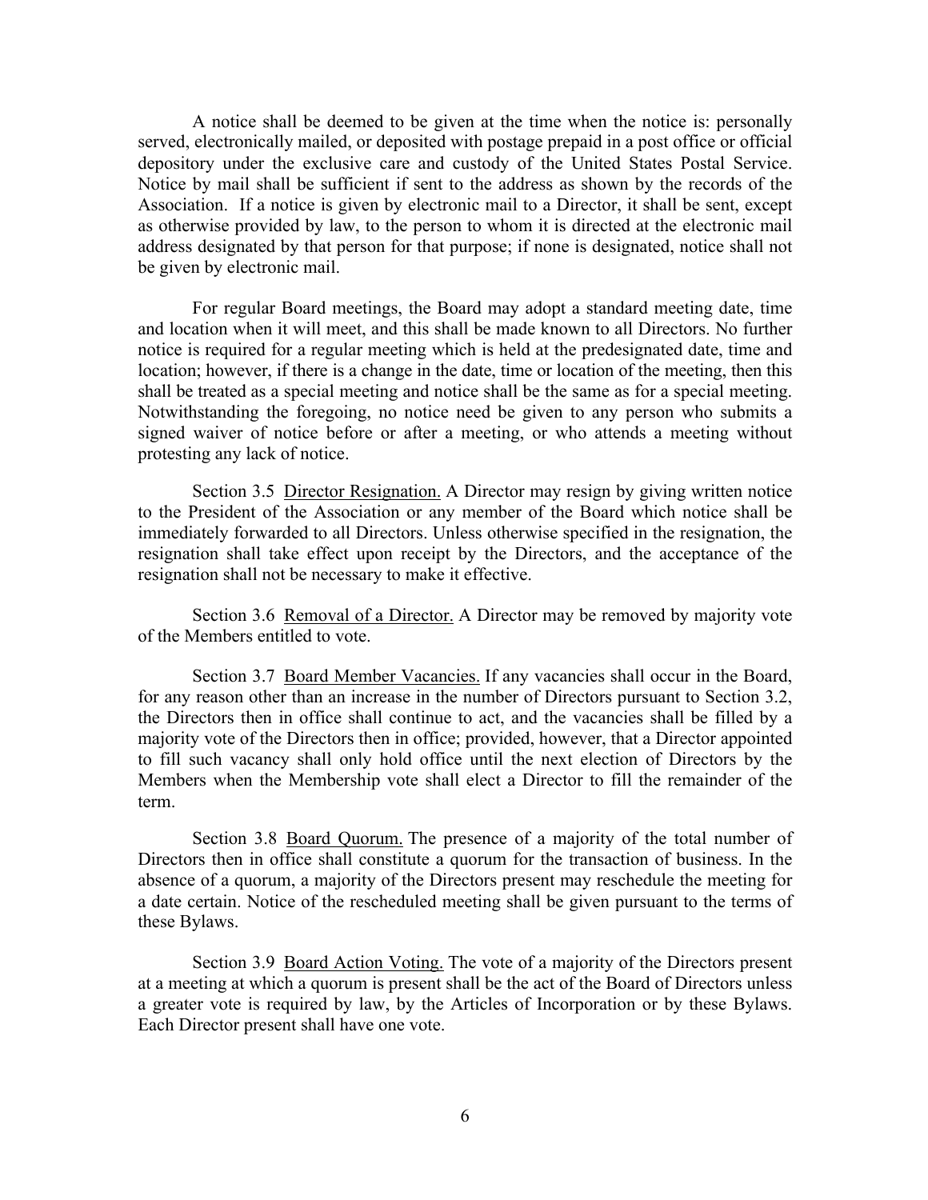A notice shall be deemed to be given at the time when the notice is: personally served, electronically mailed, or deposited with postage prepaid in a post office or official depository under the exclusive care and custody of the United States Postal Service. Notice by mail shall be sufficient if sent to the address as shown by the records of the Association. If a notice is given by electronic mail to a Director, it shall be sent, except as otherwise provided by law, to the person to whom it is directed at the electronic mail address designated by that person for that purpose; if none is designated, notice shall not be given by electronic mail.

For regular Board meetings, the Board may adopt a standard meeting date, time and location when it will meet, and this shall be made known to all Directors. No further notice is required for a regular meeting which is held at the predesignated date, time and location; however, if there is a change in the date, time or location of the meeting, then this shall be treated as a special meeting and notice shall be the same as for a special meeting. Notwithstanding the foregoing, no notice need be given to any person who submits a signed waiver of notice before or after a meeting, or who attends a meeting without protesting any lack of notice.

Section 3.5 Director Resignation. A Director may resign by giving written notice to the President of the Association or any member of the Board which notice shall be immediately forwarded to all Directors. Unless otherwise specified in the resignation, the resignation shall take effect upon receipt by the Directors, and the acceptance of the resignation shall not be necessary to make it effective.

Section 3.6 Removal of a Director. A Director may be removed by majority vote of the Members entitled to vote.

Section 3.7 Board Member Vacancies. If any vacancies shall occur in the Board, for any reason other than an increase in the number of Directors pursuant to Section 3.2, the Directors then in office shall continue to act, and the vacancies shall be filled by a majority vote of the Directors then in office; provided, however, that a Director appointed to fill such vacancy shall only hold office until the next election of Directors by the Members when the Membership vote shall elect a Director to fill the remainder of the term.

Section 3.8 Board Quorum. The presence of a majority of the total number of Directors then in office shall constitute a quorum for the transaction of business. In the absence of a quorum, a majority of the Directors present may reschedule the meeting for a date certain. Notice of the rescheduled meeting shall be given pursuant to the terms of these Bylaws.

Section 3.9 Board Action Voting. The vote of a majority of the Directors present at a meeting at which a quorum is present shall be the act of the Board of Directors unless a greater vote is required by law, by the Articles of Incorporation or by these Bylaws. Each Director present shall have one vote.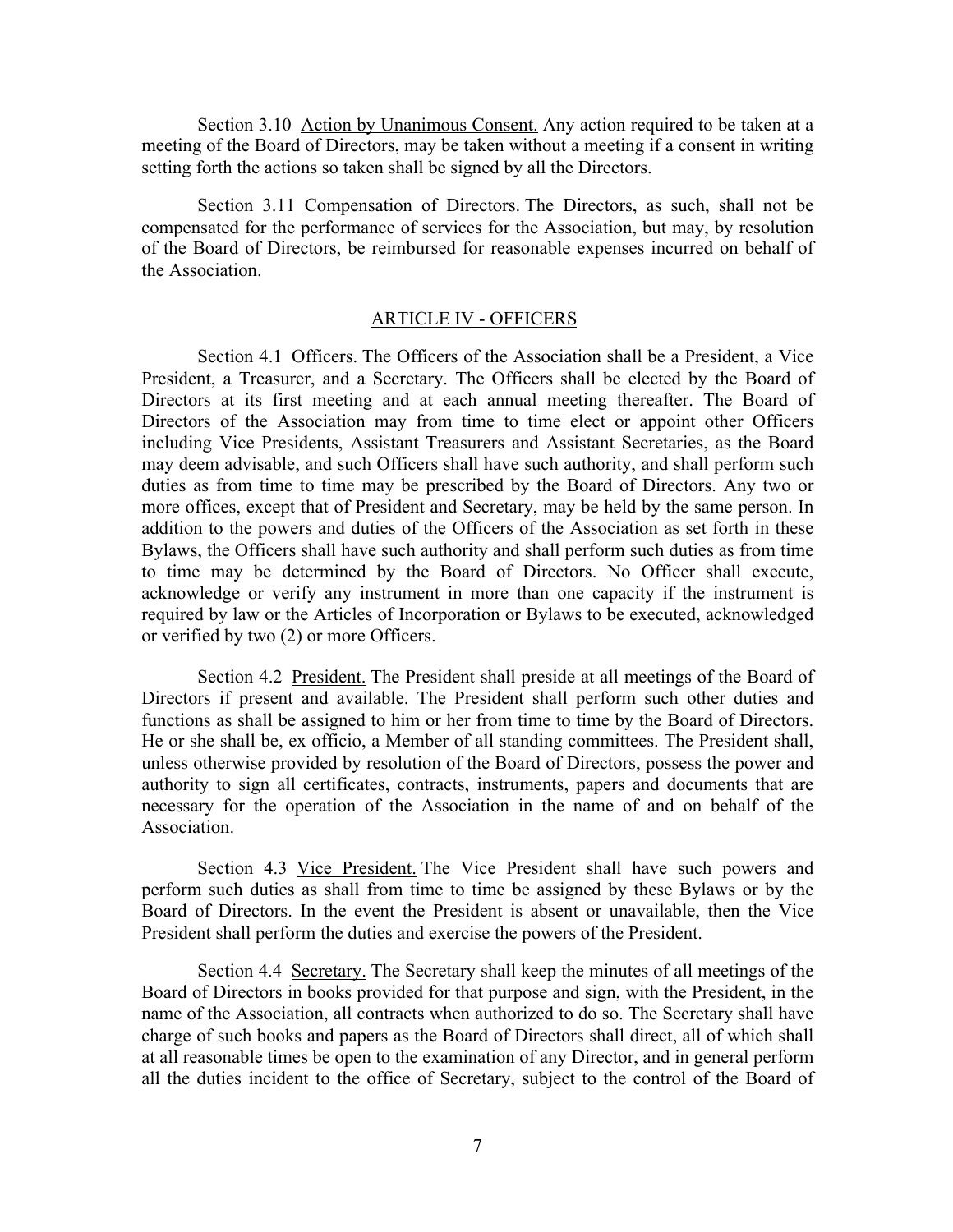Section 3.10 Action by Unanimous Consent. Any action required to be taken at a meeting of the Board of Directors, may be taken without a meeting if a consent in writing setting forth the actions so taken shall be signed by all the Directors.

Section 3.11 Compensation of Directors. The Directors, as such, shall not be compensated for the performance of services for the Association, but may, by resolution of the Board of Directors, be reimbursed for reasonable expenses incurred on behalf of the Association.

## ARTICLE IV - OFFICERS

Section 4.1 Officers. The Officers of the Association shall be a President, a Vice President, a Treasurer, and a Secretary. The Officers shall be elected by the Board of Directors at its first meeting and at each annual meeting thereafter. The Board of Directors of the Association may from time to time elect or appoint other Officers including Vice Presidents, Assistant Treasurers and Assistant Secretaries, as the Board may deem advisable, and such Officers shall have such authority, and shall perform such duties as from time to time may be prescribed by the Board of Directors. Any two or more offices, except that of President and Secretary, may be held by the same person. In addition to the powers and duties of the Officers of the Association as set forth in these Bylaws, the Officers shall have such authority and shall perform such duties as from time to time may be determined by the Board of Directors. No Officer shall execute, acknowledge or verify any instrument in more than one capacity if the instrument is required by law or the Articles of Incorporation or Bylaws to be executed, acknowledged or verified by two (2) or more Officers.

Section 4.2 President. The President shall preside at all meetings of the Board of Directors if present and available. The President shall perform such other duties and functions as shall be assigned to him or her from time to time by the Board of Directors. He or she shall be, ex officio, a Member of all standing committees. The President shall, unless otherwise provided by resolution of the Board of Directors, possess the power and authority to sign all certificates, contracts, instruments, papers and documents that are necessary for the operation of the Association in the name of and on behalf of the Association.

Section 4.3 Vice President. The Vice President shall have such powers and perform such duties as shall from time to time be assigned by these Bylaws or by the Board of Directors. In the event the President is absent or unavailable, then the Vice President shall perform the duties and exercise the powers of the President.

Section 4.4 Secretary. The Secretary shall keep the minutes of all meetings of the Board of Directors in books provided for that purpose and sign, with the President, in the name of the Association, all contracts when authorized to do so. The Secretary shall have charge of such books and papers as the Board of Directors shall direct, all of which shall at all reasonable times be open to the examination of any Director, and in general perform all the duties incident to the office of Secretary, subject to the control of the Board of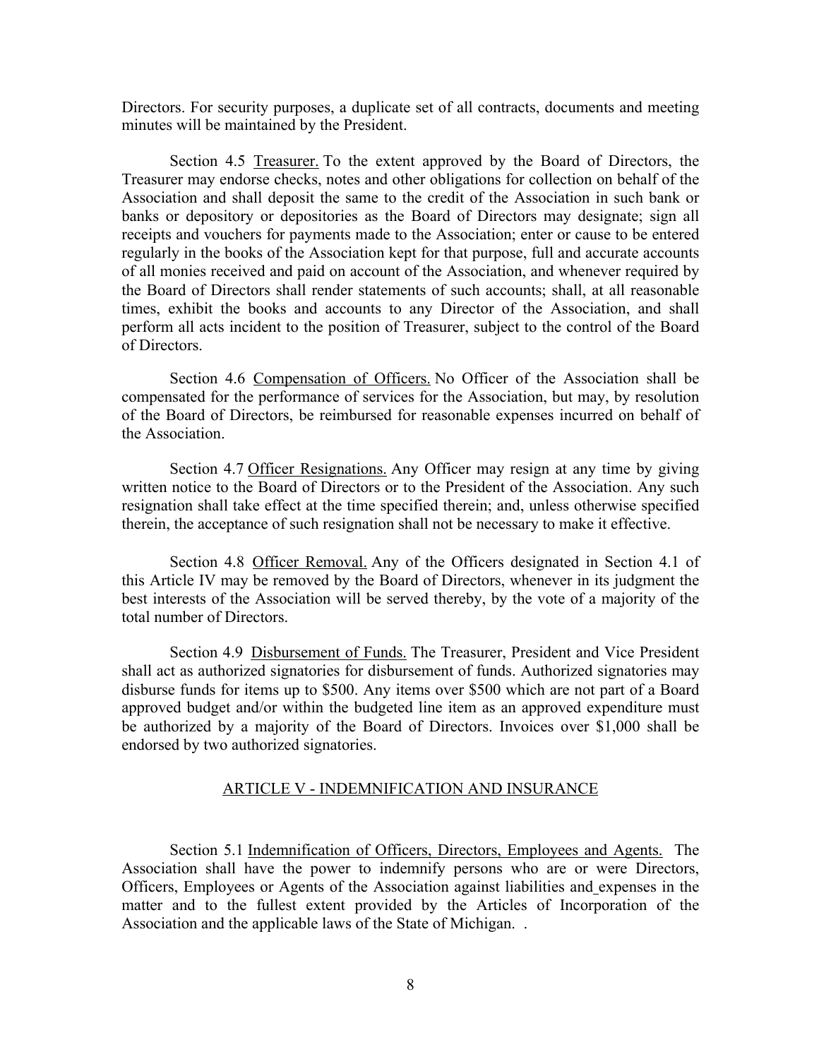Directors. For security purposes, a duplicate set of all contracts, documents and meeting minutes will be maintained by the President.

Section 4.5 Treasurer. To the extent approved by the Board of Directors, the Treasurer may endorse checks, notes and other obligations for collection on behalf of the Association and shall deposit the same to the credit of the Association in such bank or banks or depository or depositories as the Board of Directors may designate; sign all receipts and vouchers for payments made to the Association; enter or cause to be entered regularly in the books of the Association kept for that purpose, full and accurate accounts of all monies received and paid on account of the Association, and whenever required by the Board of Directors shall render statements of such accounts; shall, at all reasonable times, exhibit the books and accounts to any Director of the Association, and shall perform all acts incident to the position of Treasurer, subject to the control of the Board of Directors.

Section 4.6 Compensation of Officers. No Officer of the Association shall be compensated for the performance of services for the Association, but may, by resolution of the Board of Directors, be reimbursed for reasonable expenses incurred on behalf of the Association.

Section 4.7 Officer Resignations. Any Officer may resign at any time by giving written notice to the Board of Directors or to the President of the Association. Any such resignation shall take effect at the time specified therein; and, unless otherwise specified therein, the acceptance of such resignation shall not be necessary to make it effective.

Section 4.8 Officer Removal. Any of the Officers designated in Section 4.1 of this Article IV may be removed by the Board of Directors, whenever in its judgment the best interests of the Association will be served thereby, by the vote of a majority of the total number of Directors.

Section 4.9 Disbursement of Funds. The Treasurer, President and Vice President shall act as authorized signatories for disbursement of funds. Authorized signatories may disburse funds for items up to $500. Any items over $500 which are not part of a Board approved budget and/or within the budgeted line item as an approved expenditure must be authorized by a majority of the Board of Directors. Invoices over $1,000 shall be endorsed by two authorized signatories.

## ARTICLE V - INDEMNIFICATION AND INSURANCE

Section 5.1 Indemnification of Officers, Directors, Employees and Agents. The Association shall have the power to indemnify persons who are or were Directors, Officers, Employees or Agents of the Association against liabilities and expenses in the matter and to the fullest extent provided by the Articles of Incorporation of the Association and the applicable laws of the State of Michigan. .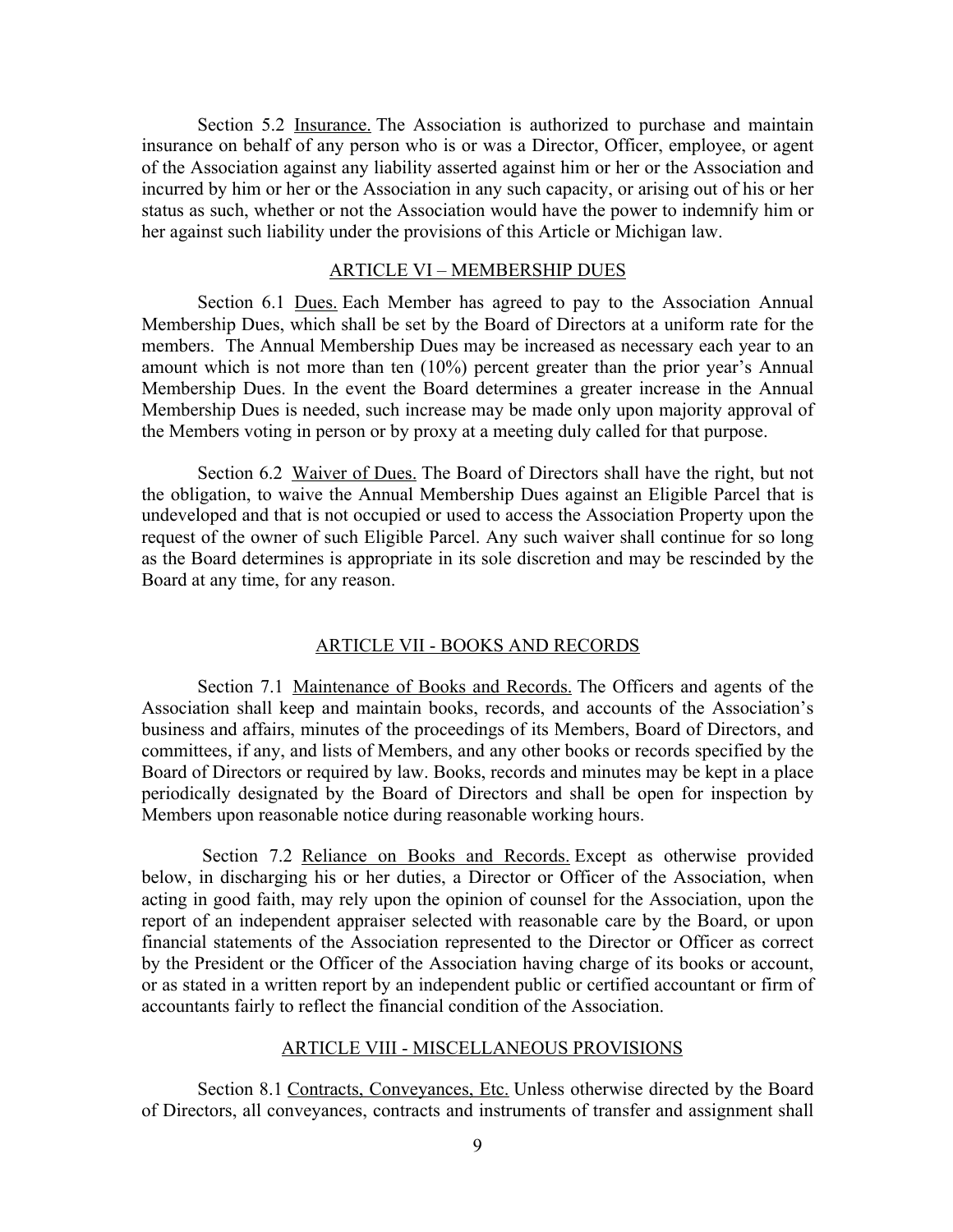Section 5.2 Insurance. The Association is authorized to purchase and maintain insurance on behalf of any person who is or was a Director, Officer, employee, or agent of the Association against any liability asserted against him or her or the Association and incurred by him or her or the Association in any such capacity, or arising out of his or her status as such, whether or not the Association would have the power to indemnify him or her against such liability under the provisions of this Article or Michigan law.

## ARTICLE VI – MEMBERSHIP DUES

Section 6.1 Dues. Each Member has agreed to pay to the Association Annual Membership Dues, which shall be set by the Board of Directors at a uniform rate for the members. The Annual Membership Dues may be increased as necessary each year to an amount which is not more than ten (10%) percent greater than the prior year's Annual Membership Dues. In the event the Board determines a greater increase in the Annual Membership Dues is needed, such increase may be made only upon majority approval of the Members voting in person or by proxy at a meeting duly called for that purpose.

Section 6.2 Waiver of Dues. The Board of Directors shall have the right, but not the obligation, to waive the Annual Membership Dues against an Eligible Parcel that is undeveloped and that is not occupied or used to access the Association Property upon the request of the owner of such Eligible Parcel. Any such waiver shall continue for so long as the Board determines is appropriate in its sole discretion and may be rescinded by the Board at any time, for any reason.

## ARTICLE VII - BOOKS AND RECORDS

Section 7.1 Maintenance of Books and Records. The Officers and agents of the Association shall keep and maintain books, records, and accounts of the Association's business and affairs, minutes of the proceedings of its Members, Board of Directors, and committees, if any, and lists of Members, and any other books or records specified by the Board of Directors or required by law. Books, records and minutes may be kept in a place periodically designated by the Board of Directors and shall be open for inspection by Members upon reasonable notice during reasonable working hours.

Section 7.2 Reliance on Books and Records. Except as otherwise provided below, in discharging his or her duties, a Director or Officer of the Association, when acting in good faith, may rely upon the opinion of counsel for the Association, upon the report of an independent appraiser selected with reasonable care by the Board, or upon financial statements of the Association represented to the Director or Officer as correct by the President or the Officer of the Association having charge of its books or account, or as stated in a written report by an independent public or certified accountant or firm of accountants fairly to reflect the financial condition of the Association.

## ARTICLE VIII - MISCELLANEOUS PROVISIONS

Section 8.1 Contracts, Conveyances, Etc. Unless otherwise directed by the Board of Directors, all conveyances, contracts and instruments of transfer and assignment shall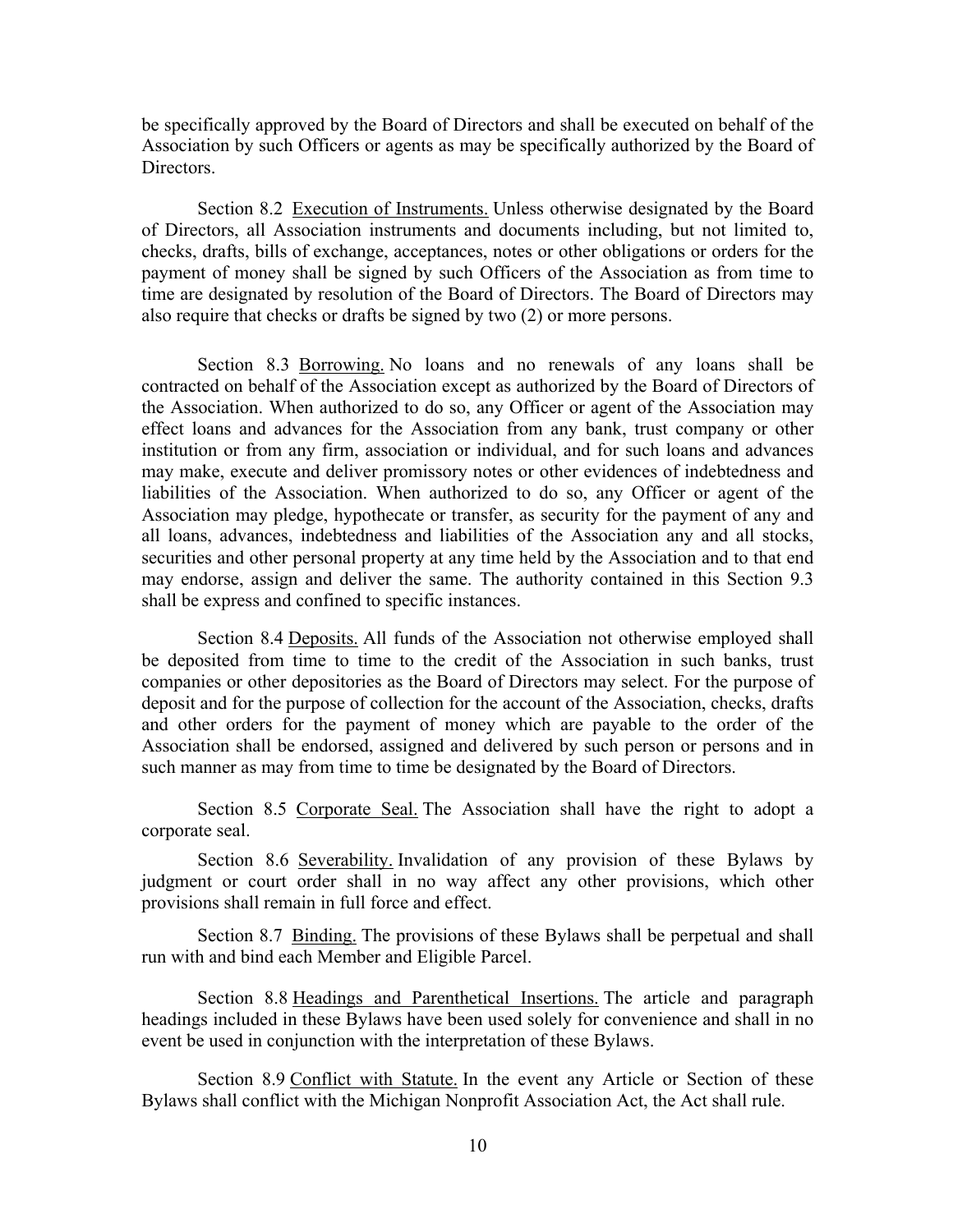be specifically approved by the Board of Directors and shall be executed on behalf of the Association by such Officers or agents as may be specifically authorized by the Board of Directors.

Section 8.2 <u>Execution of Instruments.</u> Unless otherwise designated by the Board of Directors, all Association instruments and documents including, but not limited to, checks, drafts, bills of exchange, acceptances, notes or other obligations or orders for the payment of money shall be signed by such Officers of the Association as from time to time are designated by resolution of the Board of Directors. The Board of Directors may also require that checks or drafts be signed by two (2) or more persons.

Section 8.3 <u>Borrowing.</u> No loans and no renewals of any loans shall be contracted on behalf of the Association except as authorized by the Board of Directors of the Association. When authorized to do so, any Officer or agent of the Association may effect loans and advances for the Association from any bank, trust company or other institution or from any firm, association or individual, and for such loans and advances may make, execute and deliver promissory notes or other evidences of indebtedness and liabilities of the Association. When authorized to do so, any Officer or agent of the Association may pledge, hypothecate or transfer, as security for the payment of any and all loans, advances, indebtedness and liabilities of the Association any and all stocks, securities and other personal property at any time held by the Association and to that end may endorse, assign and deliver the same. The authority contained in this Section 9.3 shall be express and confined to specific instances.

Section 8.4 <u>Deposits.</u> All funds of the Association not otherwise employed shall be deposited from time to time to the credit of the Association in such banks, trust companies or other depositories as the Board of Directors may select. For the purpose of deposit and for the purpose of collection for the account of the Association, checks, drafts and other orders for the payment of money which are payable to the order of the Association shall be endorsed, assigned and delivered by such person or persons and in such manner as may from time to time be designated by the Board of Directors.

Section 8.5 <u>Corporate Seal.</u> The Association shall have the right to adopt a corporate seal.

Section 8.6 <u>Severability.</u> Invalidation of any provision of these Bylaws by judgment or court order shall in no way affect any other provisions, which other provisions shall remain in full force and effect.

Section 8.7 <u>Binding.</u> The provisions of these Bylaws shall be perpetual and shall run with and bind each Member and Eligible Parcel.

Section 8.8 <u>Headings and Parenthetical Insertions.</u> The article and paragraph headings included in these Bylaws have been used solely for convenience and shall in no event be used in conjunction with the interpretation of these Bylaws.

Section 8.9 <u>Conflict with Statute.</u> In the event any Article or Section of these Bylaws shall conflict with the Michigan Nonprofit Association Act, the Act shall rule.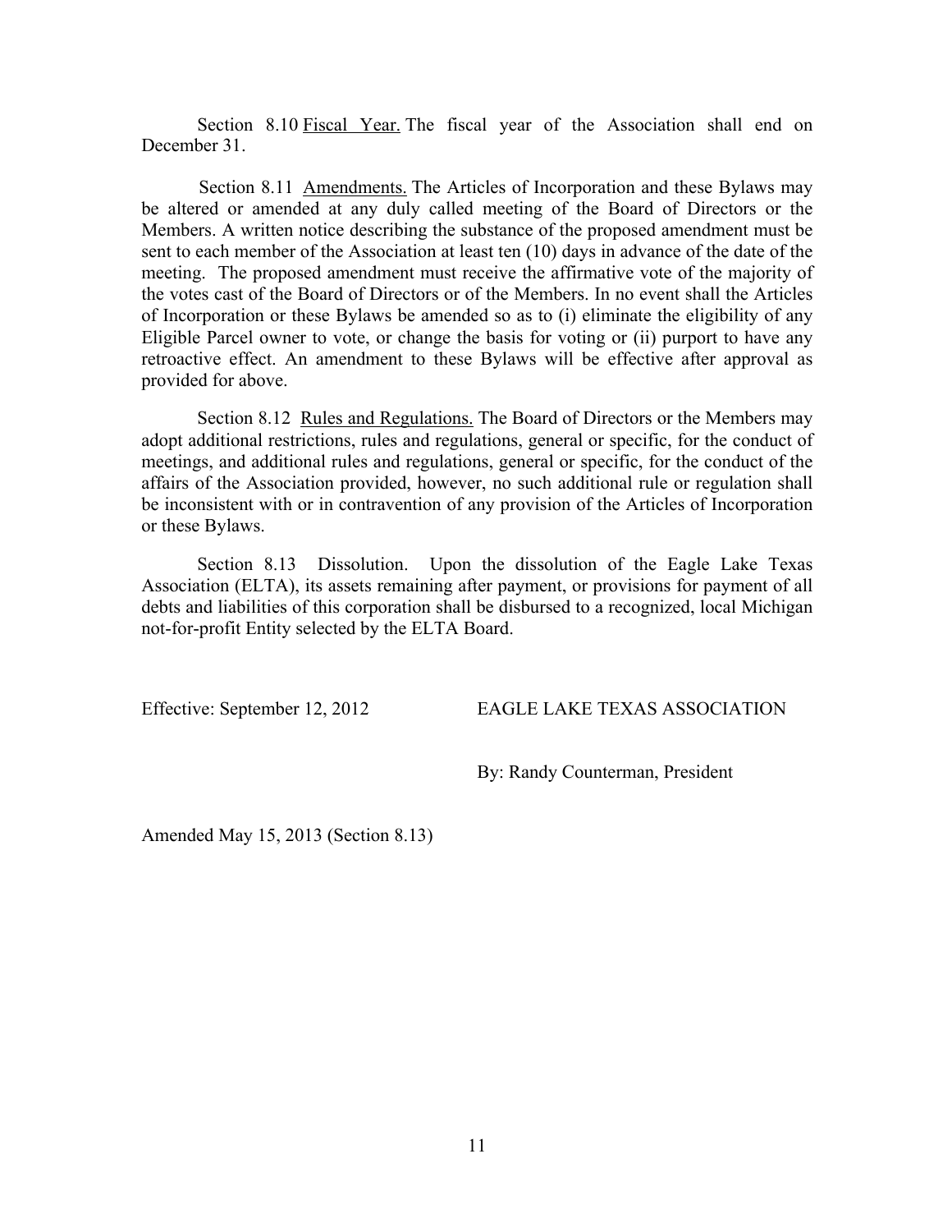Section 8.10 <u>Fiscal Year.</u> The fiscal year of the Association shall end on December 31.

Section 8.11 <u>Amendments.</u> The Articles of Incorporation and these Bylaws may be altered or amended at any duly called meeting of the Board of Directors or the Members. A written notice describing the substance of the proposed amendment must be sent to each member of the Association at least ten (10) days in advance of the date of the meeting. The proposed amendment must receive the affirmative vote of the majority of the votes cast of the Board of Directors or of the Members. In no event shall the Articles of Incorporation or these Bylaws be amended so as to (i) eliminate the eligibility of any Eligible Parcel owner to vote, or change the basis for voting or (ii) purport to have any retroactive effect. An amendment to these Bylaws will be effective after approval as provided for above.

Section 8.12 <u>Rules and Regulations.</u> The Board of Directors or the Members may adopt additional restrictions, rules and regulations, general or specific, for the conduct of meetings, and additional rules and regulations, general or specific, for the conduct of the affairs of the Association provided, however, no such additional rule or regulation shall be inconsistent with or in contravention of any provision of the Articles of Incorporation or these Bylaws.

Section 8.13 Dissolution. Upon the dissolution of the Eagle Lake Texas Association (ELTA), its assets remaining after payment, or provisions for payment of all debts and liabilities of this corporation shall be disbursed to a recognized, local Michigan not-for-profit Entity selected by the ELTA Board.

Effective: September 12, 2012

EAGLE LAKE TEXAS ASSOCIATION

By: Randy Counterman, President

Amended May 15, 2013 (Section 8.13)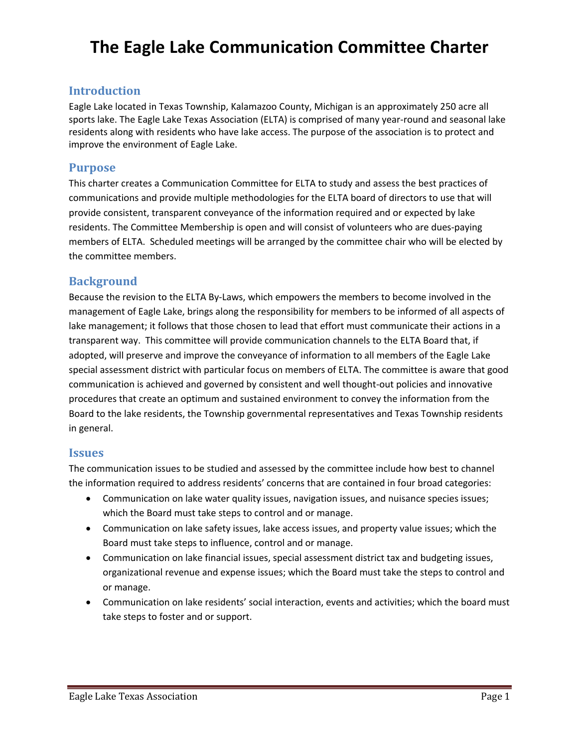# The Eagle Lake Communication Committee Charter

## Introduction

Eagle Lake located in Texas Township, Kalamazoo County, Michigan is an approximately 250 acre all sports lake. The Eagle Lake Texas Association (ELTA) is comprised of many year-round and seasonal lake residents along with residents who have lake access. The purpose of the association is to protect and improve the environment of Eagle Lake.

## Purpose

This charter creates a Communication Committee for ELTA to study and assess the best practices of communications and provide multiple methodologies for the ELTA board of directors to use that will provide consistent, transparent conveyance of the information required and or expected by lake residents. The Committee Membership is open and will consist of volunteers who are dues-paying members of ELTA. Scheduled meetings will be arranged by the committee chair who will be elected by the committee members.

## Background

Because the revision to the ELTA By-Laws, which empowers the members to become involved in the management of Eagle Lake, brings along the responsibility for members to be informed of all aspects of lake management; it follows that those chosen to lead that effort must communicate their actions in a transparent way. This committee will provide communication channels to the ELTA Board that, if adopted, will preserve and improve the conveyance of information to all members of the Eagle Lake special assessment district with particular focus on members of ELTA. The committee is aware that good communication is achieved and governed by consistent and well thought-out policies and innovative procedures that create an optimum and sustained environment to convey the information from the Board to the lake residents, the Township governmental representatives and Texas Township residents in general.

## Issues

The communication issues to be studied and assessed by the committee include how best to channel the information required to address residents' concerns that are contained in four broad categories:

- Communication on lake water quality issues, navigation issues, and nuisance species issues; which the Board must take steps to control and or manage.
- Communication on lake safety issues, lake access issues, and property value issues; which the Board must take steps to influence, control and or manage.
- Communication on lake financial issues, special assessment district tax and budgeting issues, organizational revenue and expense issues; which the Board must take the steps to control and or manage.
- Communication on lake residents' social interaction, events and activities; which the board must take steps to foster and or support.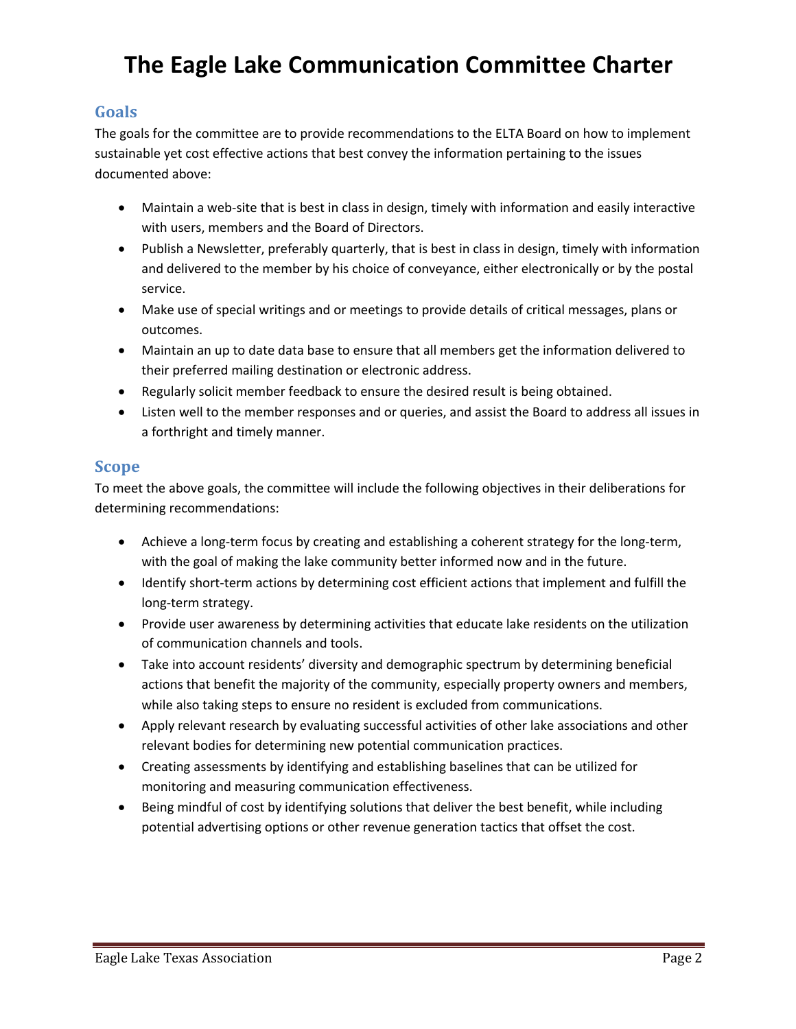# The Eagle Lake Communication Committee Charter

## Goals

The goals for the committee are to provide recommendations to the ELTA Board on how to implement sustainable yet cost effective actions that best convey the information pertaining to the issues documented above:

- Maintain a web-site that is best in class in design, timely with information and easily interactive with users, members and the Board of Directors.
- Publish a Newsletter, preferably quarterly, that is best in class in design, timely with information and delivered to the member by his choice of conveyance, either electronically or by the postal service.
- Make use of special writings and or meetings to provide details of critical messages, plans or outcomes.
- Maintain an up to date data base to ensure that all members get the information delivered to their preferred mailing destination or electronic address.
- Regularly solicit member feedback to ensure the desired result is being obtained.
- Listen well to the member responses and or queries, and assist the Board to address all issues in a forthright and timely manner.

## Scope

To meet the above goals, the committee will include the following objectives in their deliberations for determining recommendations:

- Achieve a long-term focus by creating and establishing a coherent strategy for the long-term, with the goal of making the lake community better informed now and in the future.
- Identify short-term actions by determining cost efficient actions that implement and fulfill the long-term strategy.
- Provide user awareness by determining activities that educate lake residents on the utilization of communication channels and tools.
- Take into account residents' diversity and demographic spectrum by determining beneficial actions that benefit the majority of the community, especially property owners and members, while also taking steps to ensure no resident is excluded from communications.
- Apply relevant research by evaluating successful activities of other lake associations and other relevant bodies for determining new potential communication practices.
- Creating assessments by identifying and establishing baselines that can be utilized for monitoring and measuring communication effectiveness.
- Being mindful of cost by identifying solutions that deliver the best benefit, while including potential advertising options or other revenue generation tactics that offset the cost.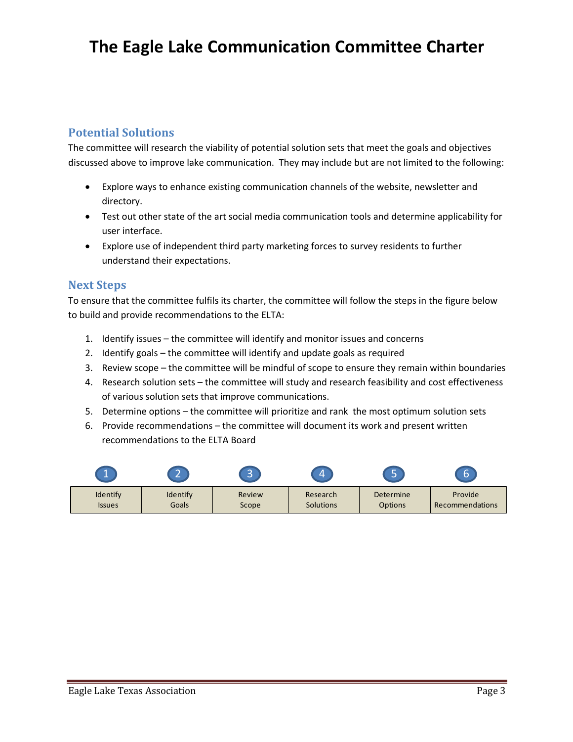# The Eagle Lake Communication Committee Charter

## Potential Solutions

The committee will research the viability of potential solution sets that meet the goals and objectives discussed above to improve lake communication. They may include but are not limited to the following:

- Explore ways to enhance existing communication channels of the website, newsletter and directory.
- Test out other state of the art social media communication tools and determine applicability for user interface.
- Explore use of independent third party marketing forces to survey residents to further understand their expectations.

## Next Steps

To ensure that the committee fulfils its charter, the committee will follow the steps in the figure below to build and provide recommendations to the ELTA:

1. Identify issues – the committee will identify and monitor issues and concerns
2. Identify goals – the committee will identify and update goals as required
3. Review scope – the committee will be mindful of scope to ensure they remain within boundaries
4. Research solution sets – the committee will study and research feasibility and cost effectiveness of various solution sets that improve communications.
5. Determine options – the committee will prioritize and rank the most optimum solution sets
6. Provide recommendations – the committee will document its work and present written recommendations to the ELTA Board

| 1 | 2 | 3 | 4 | 5 | 6 |
|---|---|---|---|---|---|
| Identify Issues | Identify Goals | Review Scope | Research Solutions | Determine Options | Provide Recommendations |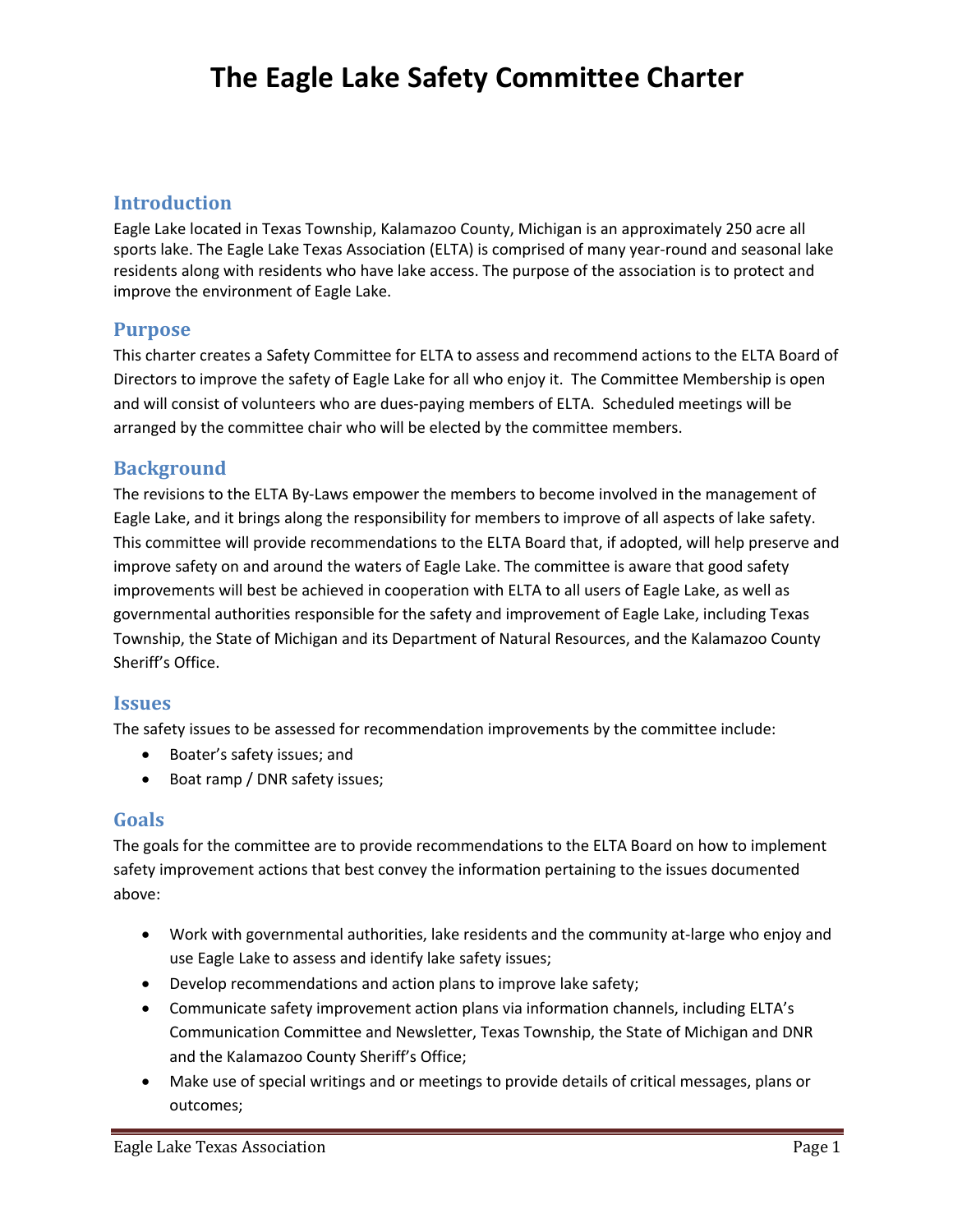# The Eagle Lake Safety Committee Charter

## Introduction

Eagle Lake located in Texas Township, Kalamazoo County, Michigan is an approximately 250 acre all sports lake. The Eagle Lake Texas Association (ELTA) is comprised of many year-round and seasonal lake residents along with residents who have lake access. The purpose of the association is to protect and improve the environment of Eagle Lake.

## Purpose

This charter creates a Safety Committee for ELTA to assess and recommend actions to the ELTA Board of Directors to improve the safety of Eagle Lake for all who enjoy it. The Committee Membership is open and will consist of volunteers who are dues-paying members of ELTA. Scheduled meetings will be arranged by the committee chair who will be elected by the committee members.

## Background

The revisions to the ELTA By-Laws empower the members to become involved in the management of Eagle Lake, and it brings along the responsibility for members to improve of all aspects of lake safety. This committee will provide recommendations to the ELTA Board that, if adopted, will help preserve and improve safety on and around the waters of Eagle Lake. The committee is aware that good safety improvements will best be achieved in cooperation with ELTA to all users of Eagle Lake, as well as governmental authorities responsible for the safety and improvement of Eagle Lake, including Texas Township, the State of Michigan and its Department of Natural Resources, and the Kalamazoo County Sheriff's Office.

## Issues

The safety issues to be assessed for recommendation improvements by the committee include:

- Boater's safety issues; and
- Boat ramp / DNR safety issues;

## Goals

The goals for the committee are to provide recommendations to the ELTA Board on how to implement safety improvement actions that best convey the information pertaining to the issues documented above:

- Work with governmental authorities, lake residents and the community at-large who enjoy and use Eagle Lake to assess and identify lake safety issues;
- Develop recommendations and action plans to improve lake safety;
- Communicate safety improvement action plans via information channels, including ELTA's Communication Committee and Newsletter, Texas Township, the State of Michigan and DNR and the Kalamazoo County Sheriff's Office;
- Make use of special writings and or meetings to provide details of critical messages, plans or outcomes;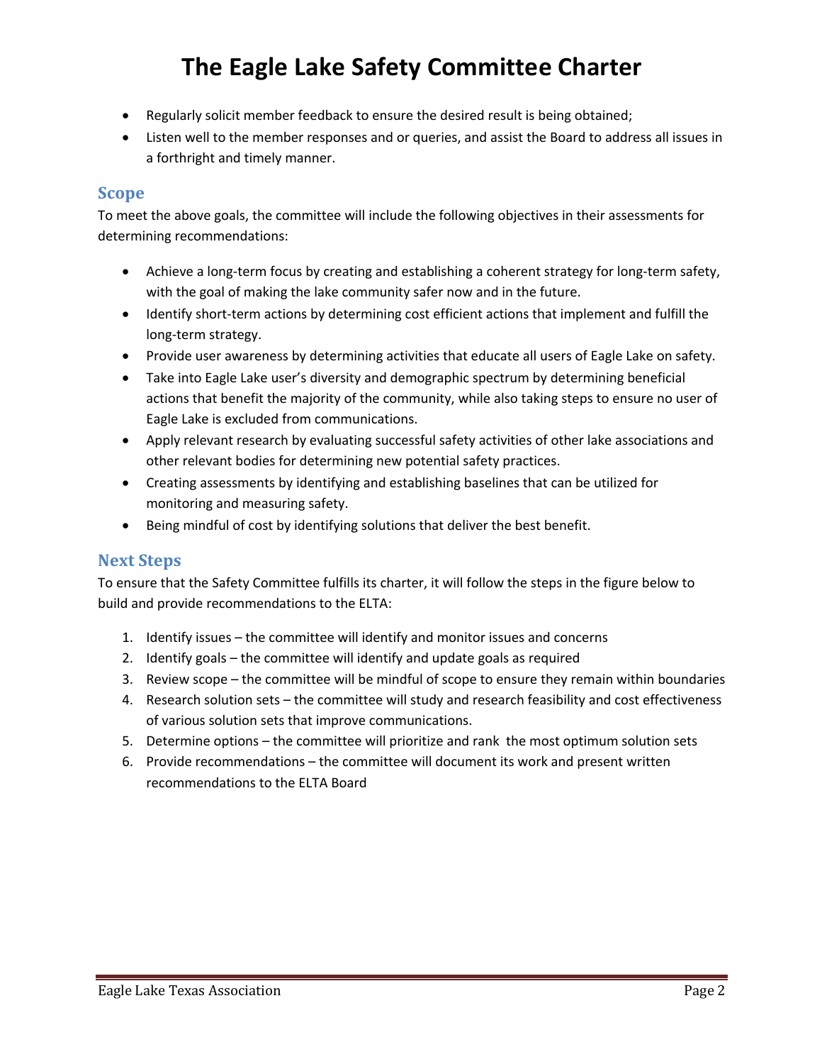# The Eagle Lake Safety Committee Charter

- Regularly solicit member feedback to ensure the desired result is being obtained;
- Listen well to the member responses and or queries, and assist the Board to address all issues in a forthright and timely manner.

## Scope

To meet the above goals, the committee will include the following objectives in their assessments for determining recommendations:

- Achieve a long-term focus by creating and establishing a coherent strategy for long-term safety, with the goal of making the lake community safer now and in the future.
- Identify short-term actions by determining cost efficient actions that implement and fulfill the long-term strategy.
- Provide user awareness by determining activities that educate all users of Eagle Lake on safety.
- Take into Eagle Lake user's diversity and demographic spectrum by determining beneficial actions that benefit the majority of the community, while also taking steps to ensure no user of Eagle Lake is excluded from communications.
- Apply relevant research by evaluating successful safety activities of other lake associations and other relevant bodies for determining new potential safety practices.
- Creating assessments by identifying and establishing baselines that can be utilized for monitoring and measuring safety.
- Being mindful of cost by identifying solutions that deliver the best benefit.

## Next Steps

To ensure that the Safety Committee fulfills its charter, it will follow the steps in the figure below to build and provide recommendations to the ELTA:

1. Identify issues – the committee will identify and monitor issues and concerns
2. Identify goals – the committee will identify and update goals as required
3. Review scope – the committee will be mindful of scope to ensure they remain within boundaries
4. Research solution sets – the committee will study and research feasibility and cost effectiveness of various solution sets that improve communications.
5. Determine options – the committee will prioritize and rank the most optimum solution sets
6. Provide recommendations – the committee will document its work and present written recommendations to the ELTA Board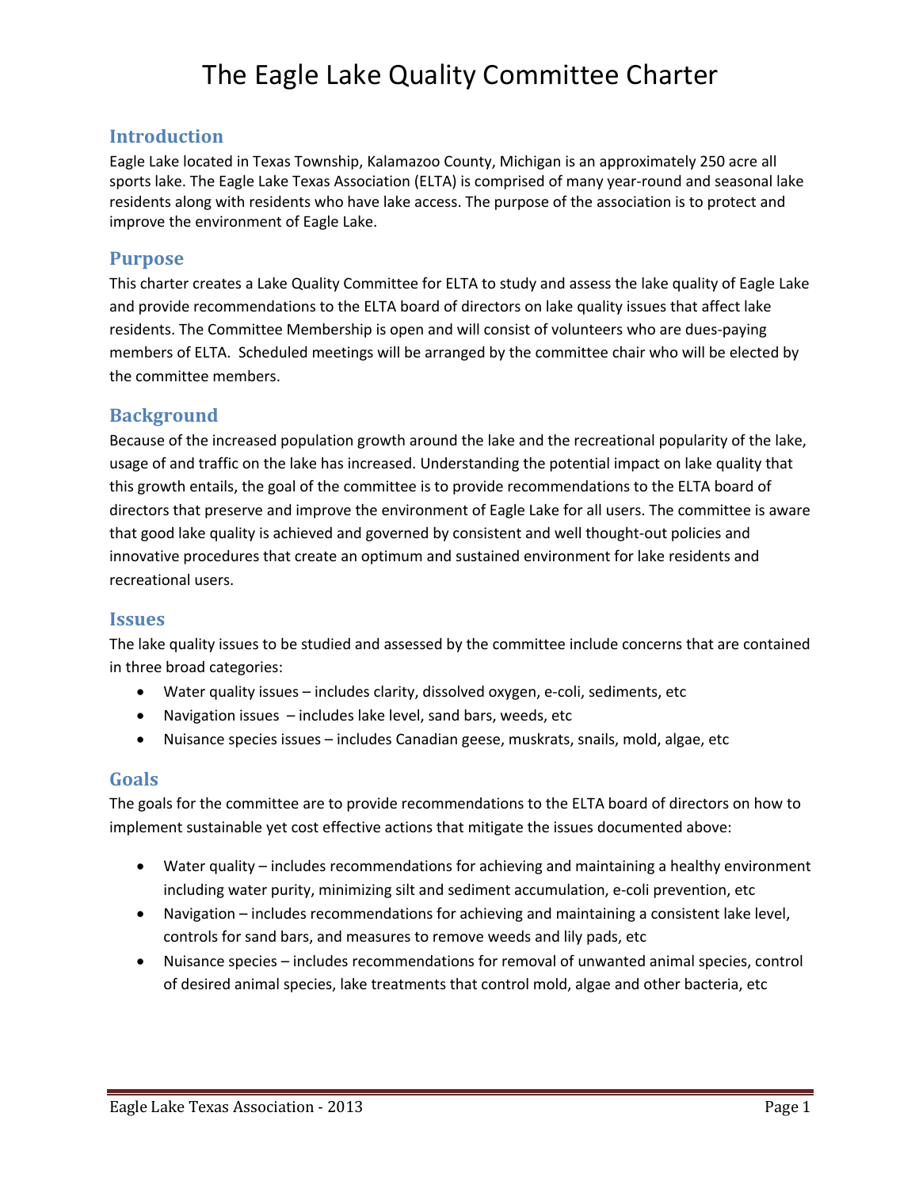# The Eagle Lake Quality Committee Charter

## Introduction

Eagle Lake located in Texas Township, Kalamazoo County, Michigan is an approximately 250 acre all sports lake. The Eagle Lake Texas Association (ELTA) is comprised of many year-round and seasonal lake residents along with residents who have lake access. The purpose of the association is to protect and improve the environment of Eagle Lake.

## Purpose

This charter creates a Lake Quality Committee for ELTA to study and assess the lake quality of Eagle Lake and provide recommendations to the ELTA board of directors on lake quality issues that affect lake residents. The Committee Membership is open and will consist of volunteers who are dues-paying members of ELTA. Scheduled meetings will be arranged by the committee chair who will be elected by the committee members.

## Background

Because of the increased population growth around the lake and the recreational popularity of the lake, usage of and traffic on the lake has increased. Understanding the potential impact on lake quality that this growth entails, the goal of the committee is to provide recommendations to the ELTA board of directors that preserve and improve the environment of Eagle Lake for all users. The committee is aware that good lake quality is achieved and governed by consistent and well thought-out policies and innovative procedures that create an optimum and sustained environment for lake residents and recreational users.

## Issues

The lake quality issues to be studied and assessed by the committee include concerns that are contained in three broad categories:

- Water quality issues – includes clarity, dissolved oxygen, e-coli, sediments, etc
- Navigation issues – includes lake level, sand bars, weeds, etc
- Nuisance species issues – includes Canadian geese, muskrats, snails, mold, algae, etc

## Goals

The goals for the committee are to provide recommendations to the ELTA board of directors on how to implement sustainable yet cost effective actions that mitigate the issues documented above:

- Water quality – includes recommendations for achieving and maintaining a healthy environment including water purity, minimizing silt and sediment accumulation, e-coli prevention, etc
- Navigation – includes recommendations for achieving and maintaining a consistent lake level, controls for sand bars, and measures to remove weeds and lily pads, etc
- Nuisance species – includes recommendations for removal of unwanted animal species, control of desired animal species, lake treatments that control mold, algae and other bacteria, etc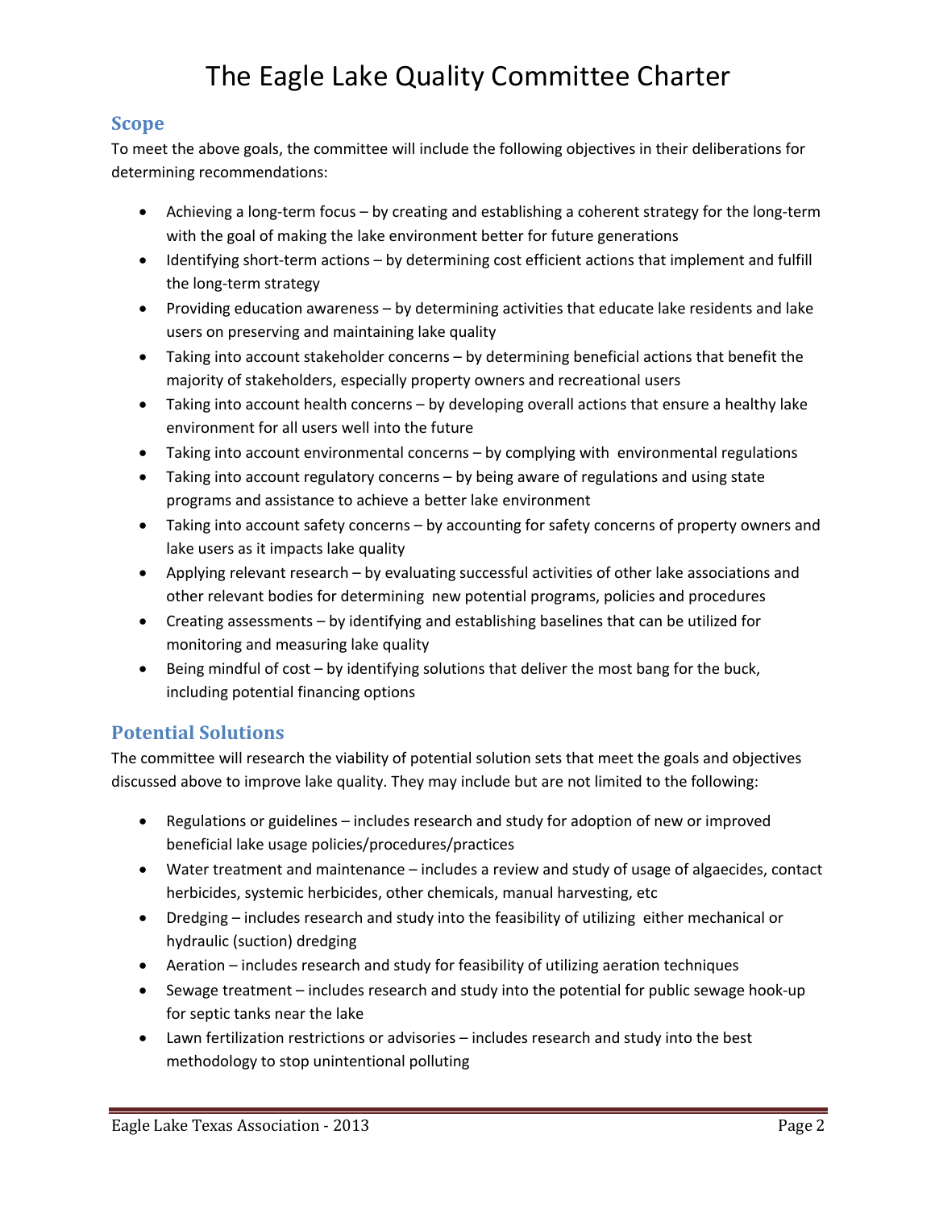# The Eagle Lake Quality Committee Charter

## Scope

To meet the above goals, the committee will include the following objectives in their deliberations for determining recommendations:

- Achieving a long-term focus – by creating and establishing a coherent strategy for the long-term with the goal of making the lake environment better for future generations
- Identifying short-term actions – by determining cost efficient actions that implement and fulfill the long-term strategy
- Providing education awareness – by determining activities that educate lake residents and lake users on preserving and maintaining lake quality
- Taking into account stakeholder concerns – by determining beneficial actions that benefit the majority of stakeholders, especially property owners and recreational users
- Taking into account health concerns – by developing overall actions that ensure a healthy lake environment for all users well into the future
- Taking into account environmental concerns – by complying with environmental regulations
- Taking into account regulatory concerns – by being aware of regulations and using state programs and assistance to achieve a better lake environment
- Taking into account safety concerns – by accounting for safety concerns of property owners and lake users as it impacts lake quality
- Applying relevant research – by evaluating successful activities of other lake associations and other relevant bodies for determining new potential programs, policies and procedures
- Creating assessments – by identifying and establishing baselines that can be utilized for monitoring and measuring lake quality
- Being mindful of cost – by identifying solutions that deliver the most bang for the buck, including potential financing options

## Potential Solutions

The committee will research the viability of potential solution sets that meet the goals and objectives discussed above to improve lake quality. They may include but are not limited to the following:

- Regulations or guidelines – includes research and study for adoption of new or improved beneficial lake usage policies/procedures/practices
- Water treatment and maintenance – includes a review and study of usage of algaecides, contact herbicides, systemic herbicides, other chemicals, manual harvesting, etc
- Dredging – includes research and study into the feasibility of utilizing either mechanical or hydraulic (suction) dredging
- Aeration – includes research and study for feasibility of utilizing aeration techniques
- Sewage treatment – includes research and study into the potential for public sewage hook-up for septic tanks near the lake
- Lawn fertilization restrictions or advisories – includes research and study into the best methodology to stop unintentional polluting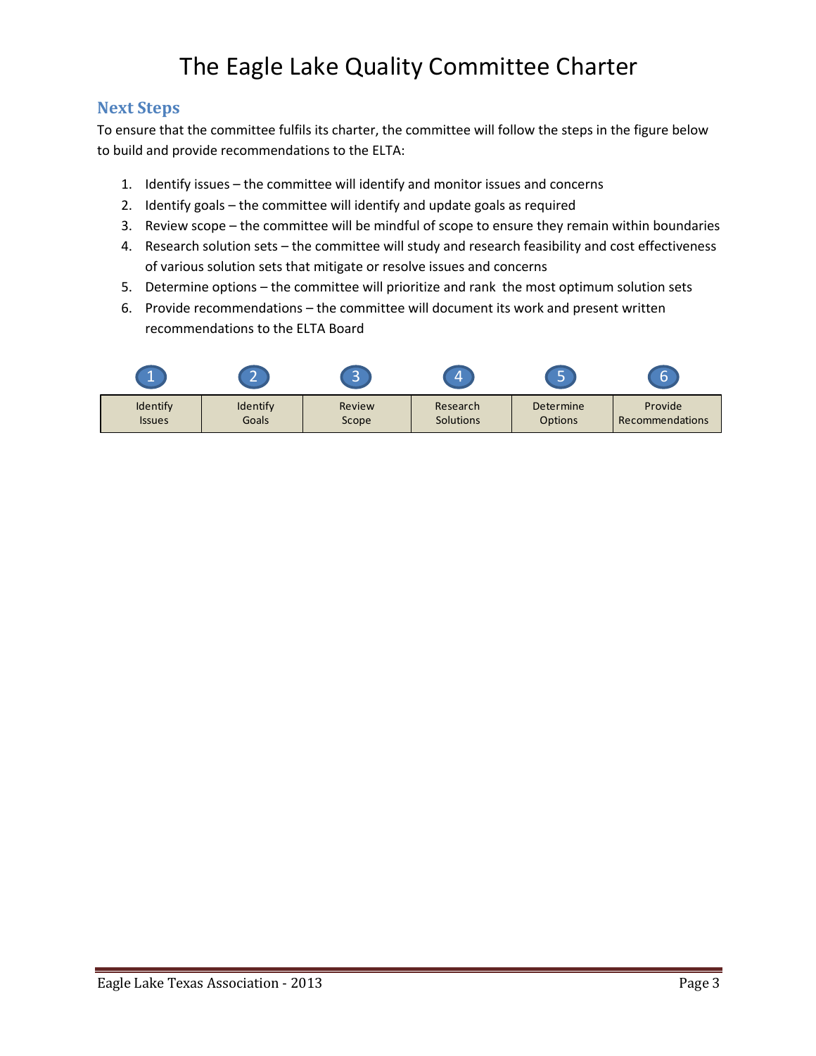# The Eagle Lake Quality Committee Charter

## Next Steps

To ensure that the committee fulfils its charter, the committee will follow the steps in the figure below to build and provide recommendations to the ELTA:

1. Identify issues – the committee will identify and monitor issues and concerns
2. Identify goals – the committee will identify and update goals as required
3. Review scope – the committee will be mindful of scope to ensure they remain within boundaries
4. Research solution sets – the committee will study and research feasibility and cost effectiveness of various solution sets that mitigate or resolve issues and concerns
5. Determine options – the committee will prioritize and rank the most optimum solution sets
6. Provide recommendations – the committee will document its work and present written recommendations to the ELTA Board

| 1 | 2 | 3 | 4 | 5 | 6 |
|---|---|---|---|---|---|
| Identify Issues | Identify Goals | Review Scope | Research Solutions | Determine Options | Provide Recommendations |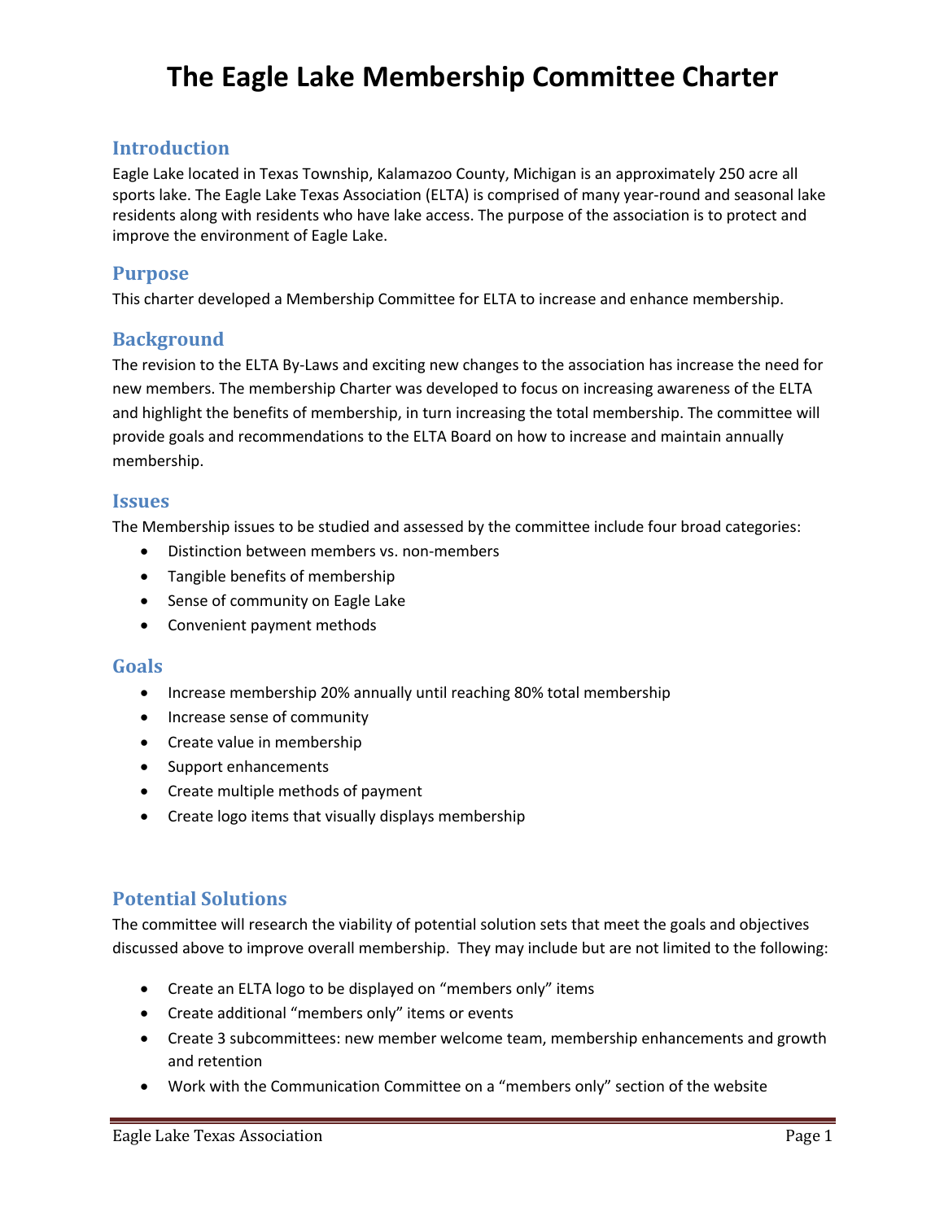# The Eagle Lake Membership Committee Charter

## Introduction

Eagle Lake located in Texas Township, Kalamazoo County, Michigan is an approximately 250 acre all sports lake. The Eagle Lake Texas Association (ELTA) is comprised of many year-round and seasonal lake residents along with residents who have lake access. The purpose of the association is to protect and improve the environment of Eagle Lake.

## Purpose

This charter developed a Membership Committee for ELTA to increase and enhance membership.

## Background

The revision to the ELTA By-Laws and exciting new changes to the association has increase the need for new members. The membership Charter was developed to focus on increasing awareness of the ELTA and highlight the benefits of membership, in turn increasing the total membership. The committee will provide goals and recommendations to the ELTA Board on how to increase and maintain annually membership.

## Issues

The Membership issues to be studied and assessed by the committee include four broad categories:

- Distinction between members vs. non-members
- Tangible benefits of membership
- Sense of community on Eagle Lake
- Convenient payment methods

## Goals

- Increase membership 20% annually until reaching 80% total membership
- Increase sense of community
- Create value in membership
- Support enhancements
- Create multiple methods of payment
- Create logo items that visually displays membership

## Potential Solutions

The committee will research the viability of potential solution sets that meet the goals and objectives discussed above to improve overall membership. They may include but are not limited to the following:

- Create an ELTA logo to be displayed on "members only" items
- Create additional "members only" items or events
- Create 3 subcommittees: new member welcome team, membership enhancements and growth and retention
- Work with the Communication Committee on a "members only" section of the website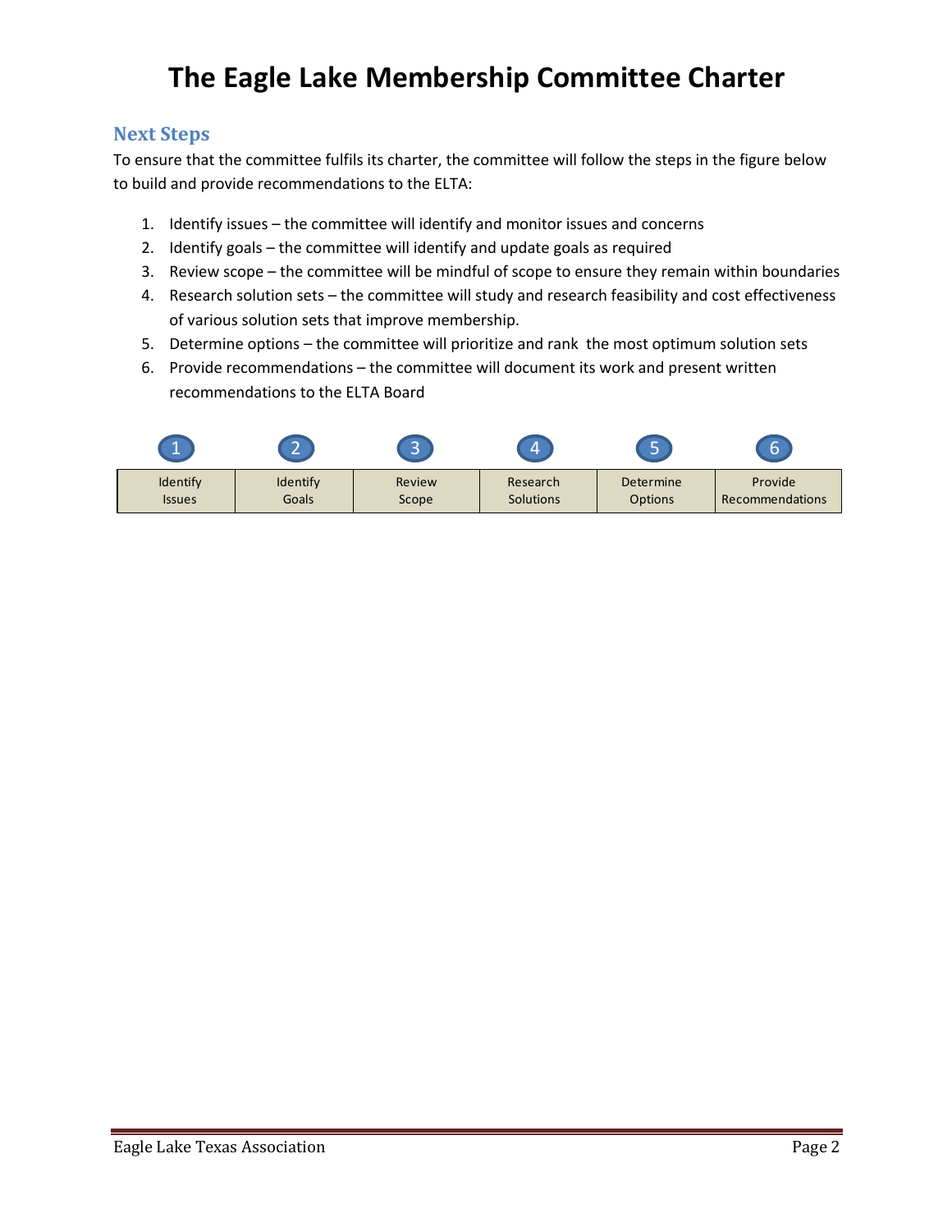# The Eagle Lake Membership Committee Charter

## Next Steps

To ensure that the committee fulfils its charter, the committee will follow the steps in the figure below to build and provide recommendations to the ELTA:

1. Identify issues – the committee will identify and monitor issues and concerns
2. Identify goals – the committee will identify and update goals as required
3. Review scope – the committee will be mindful of scope to ensure they remain within boundaries
4. Research solution sets – the committee will study and research feasibility and cost effectiveness of various solution sets that improve membership.
5. Determine options – the committee will prioritize and rank the most optimum solution sets
6. Provide recommendations – the committee will document its work and present written recommendations to the ELTA Board

| 1 | 2 | 3 | 4 | 5 | 6 |
|---|---|---|---|---|---|
| Identify Issues | Identify Goals | Review Scope | Research Solutions | Determine Options | Provide Recommendations |